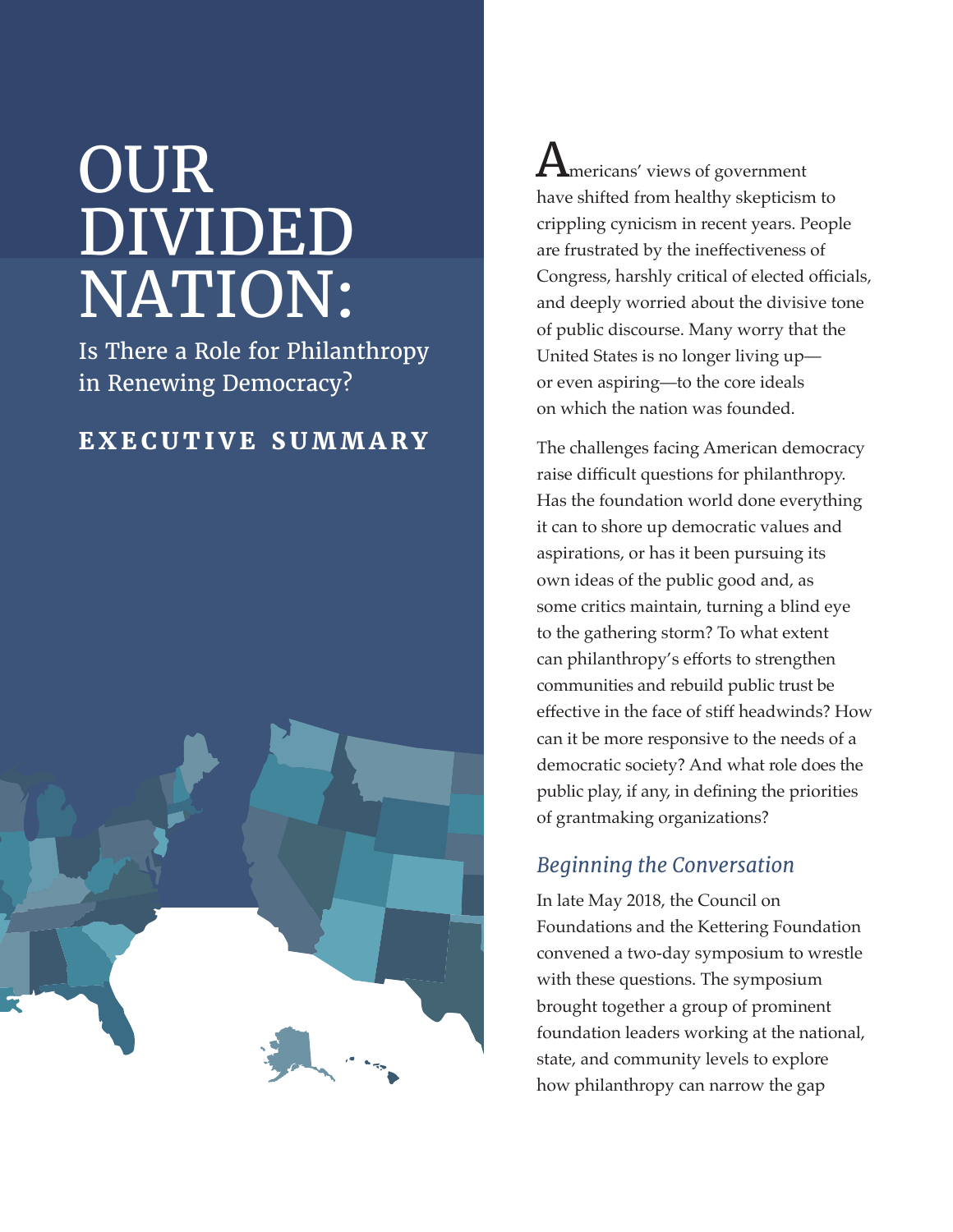# OUR DIVIDED NATION:

## Is There a Role for Philanthropy in Renewing Democracy?

**EXECUTIVE SUMMARY**

Americans' views of government have shifted from healthy skepticism to crippling cynicism in recent years. People are frustrated by the ineffectiveness of Congress, harshly critical of elected officials, and deeply worried about the divisive tone of public discourse. Many worry that the United States is no longer living up—or even aspiring—to the core ideals on which the nation was founded.

The challenges facing American democracy raise difficult questions for philanthropy. Has the foundation world done everything it can to shore up democratic values and aspirations, or has it been pursuing its own ideas of the public good and, as some critics maintain, turning a blind eye to the gathering storm? To what extent can philanthropy's efforts to strengthen communities and rebuild public trust be effective in the face of stiff headwinds? How can it be more responsive to the needs of a democratic society? And what role does the public play, if any, in defining the priorities of grantmaking organizations?

### *Beginning the Conversation*

In late May 2018, the Council on Foundations and the Kettering Foundation convened a two-day symposium to wrestle with these questions. The symposium brought together a group of prominent foundation leaders working at the national, state, and community levels to explore how philanthropy can narrow the gap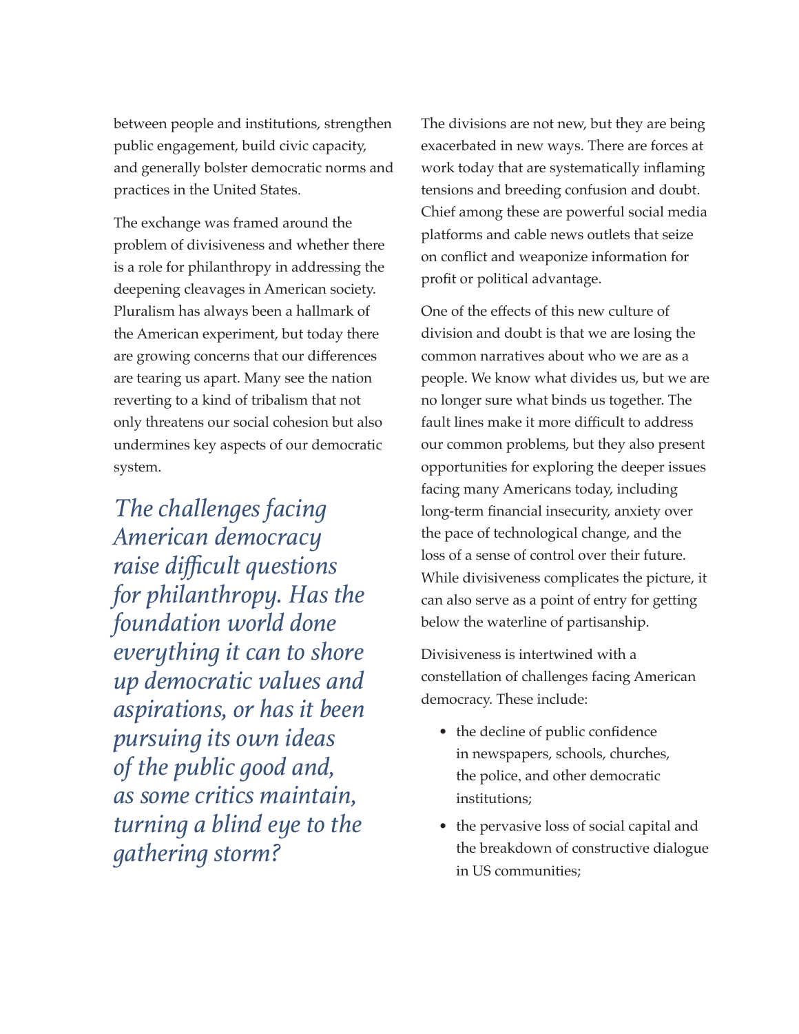between people and institutions, strengthen public engagement, build civic capacity, and generally bolster democratic norms and practices in the United States.

The exchange was framed around the problem of divisiveness and whether there is a role for philanthropy in addressing the deepening cleavages in American society. Pluralism has always been a hallmark of the American experiment, but today there are growing concerns that our differences are tearing us apart. Many see the nation reverting to a kind of tribalism that not only threatens our social cohesion but also undermines key aspects of our democratic system.

*The challenges facing American democracy raise difficult questions for philanthropy. Has the foundation world done everything it can to shore up democratic values and aspirations, or has it been pursuing its own ideas of the public good and, as some critics maintain, turning a blind eye to the gathering storm?*

The divisions are not new, but they are being exacerbated in new ways. There are forces at work today that are systematically inflaming tensions and breeding confusion and doubt. Chief among these are powerful social media platforms and cable news outlets that seize on conflict and weaponize information for profit or political advantage.

One of the effects of this new culture of division and doubt is that we are losing the common narratives about who we are as a people. We know what divides us, but we are no longer sure what binds us together. The fault lines make it more difficult to address our common problems, but they also present opportunities for exploring the deeper issues facing many Americans today, including long-term financial insecurity, anxiety over the pace of technological change, and the loss of a sense of control over their future. While divisiveness complicates the picture, it can also serve as a point of entry for getting below the waterline of partisanship.

Divisiveness is intertwined with a constellation of challenges facing American democracy. These include:

- the decline of public confidence in newspapers, schools, churches, the police, and other democratic institutions;
- the pervasive loss of social capital and the breakdown of constructive dialogue in US communities;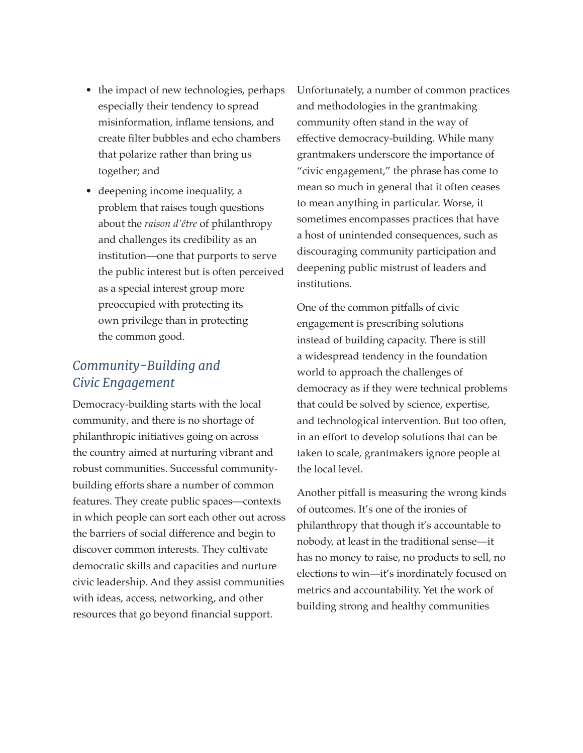- the impact of new technologies, perhaps especially their tendency to spread misinformation, inflame tensions, and create filter bubbles and echo chambers that polarize rather than bring us together; and
- deepening income inequality, a problem that raises tough questions about the *raison d'être* of philanthropy and challenges its credibility as an institution—one that purports to serve the public interest but is often perceived as a special interest group more preoccupied with protecting its own privilege than in protecting the common good.

## *Community-Building and Civic Engagement*

Democracy-building starts with the local community, and there is no shortage of philanthropic initiatives going on across the country aimed at nurturing vibrant and robust communities. Successful community-building efforts share a number of common features. They create public spaces—contexts in which people can sort each other out across the barriers of social difference and begin to discover common interests. They cultivate democratic skills and capacities and nurture civic leadership. And they assist communities with ideas, access, networking, and other resources that go beyond financial support.

Unfortunately, a number of common practices and methodologies in the grantmaking community often stand in the way of effective democracy-building. While many grantmakers underscore the importance of "civic engagement," the phrase has come to mean so much in general that it often ceases to mean anything in particular. Worse, it sometimes encompasses practices that have a host of unintended consequences, such as discouraging community participation and deepening public mistrust of leaders and institutions.

One of the common pitfalls of civic engagement is prescribing solutions instead of building capacity. There is still a widespread tendency in the foundation world to approach the challenges of democracy as if they were technical problems that could be solved by science, expertise, and technological intervention. But too often, in an effort to develop solutions that can be taken to scale, grantmakers ignore people at the local level.

Another pitfall is measuring the wrong kinds of outcomes. It's one of the ironies of philanthropy that though it's accountable to nobody, at least in the traditional sense—it has no money to raise, no products to sell, no elections to win—it's inordinately focused on metrics and accountability. Yet the work of building strong and healthy communities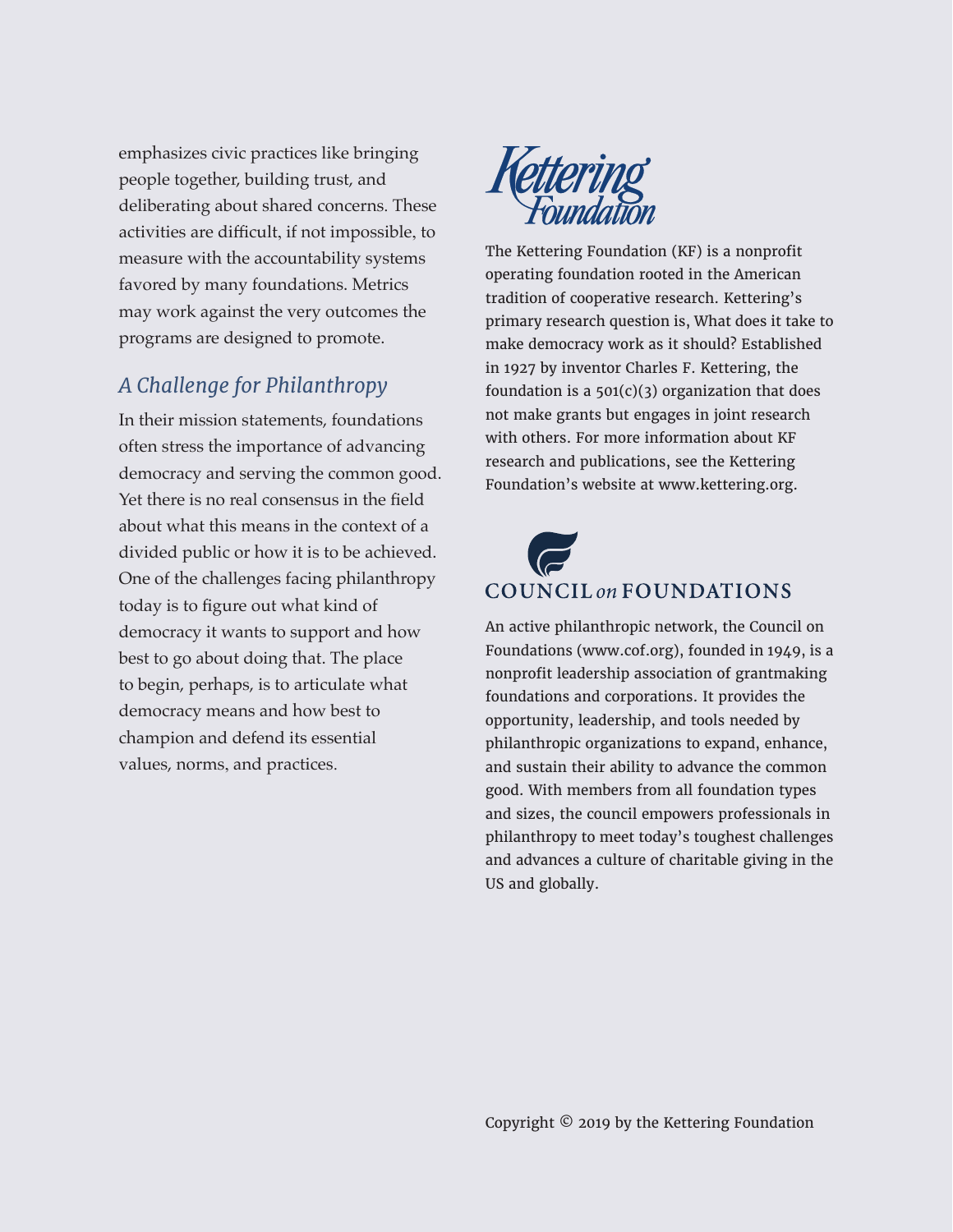emphasizes civic practices like bringing people together, building trust, and deliberating about shared concerns. These activities are difficult, if not impossible, to measure with the accountability systems favored by many foundations. Metrics may work against the very outcomes the programs are designed to promote.

## *A Challenge for Philanthropy*

In their mission statements, foundations often stress the importance of advancing democracy and serving the common good. Yet there is no real consensus in the field about what this means in the context of a divided public or how it is to be achieved. One of the challenges facing philanthropy today is to figure out what kind of democracy it wants to support and how best to go about doing that. The place to begin, perhaps, is to articulate what democracy means and how best to champion and defend its essential values, norms, and practices.

Kettering Foundation

The Kettering Foundation (KF) is a nonprofit operating foundation rooted in the American tradition of cooperative research. Kettering's primary research question is, What does it take to make democracy work as it should? Established in 1927 by inventor Charles F. Kettering, the foundation is a 501(c)(3) organization that does not make grants but engages in joint research with others. For more information about KF research and publications, see the Kettering Foundation's website at www.kettering.org.

COUNCIL *on* FOUNDATIONS

An active philanthropic network, the Council on Foundations (www.cof.org), founded in 1949, is a nonprofit leadership association of grantmaking foundations and corporations. It provides the opportunity, leadership, and tools needed by philanthropic organizations to expand, enhance, and sustain their ability to advance the common good. With members from all foundation types and sizes, the council empowers professionals in philanthropy to meet today's toughest challenges and advances a culture of charitable giving in the US and globally.

Copyright © 2019 by the Kettering Foundation